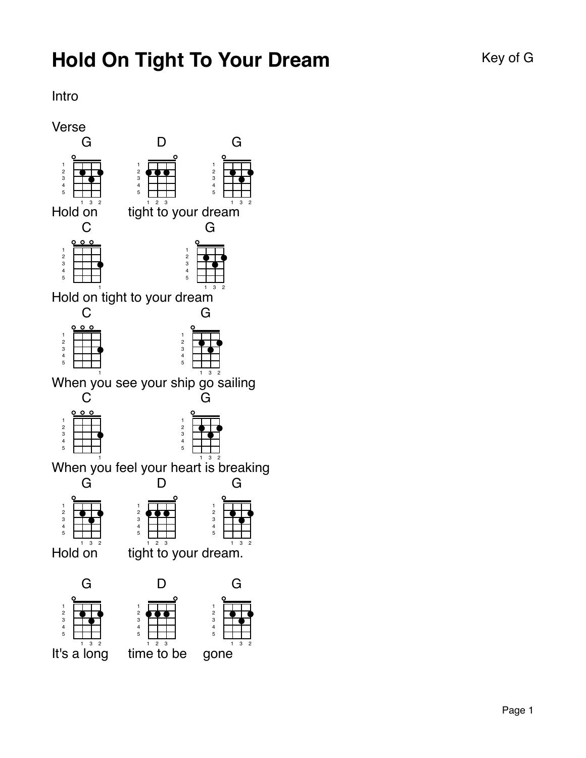# Hold On Tight To Your Dream

Key of G

Intro

Verse

```
G         D              G
Hold on   tight to your dream
C                        G
Hold on tight to your dream
C                        G
When you see your ship go sailing
C                        G
When you feel your heart is breaking
G         D              G
Hold on   tight to your dream.

G           D             G
It's a long time to be    gone
```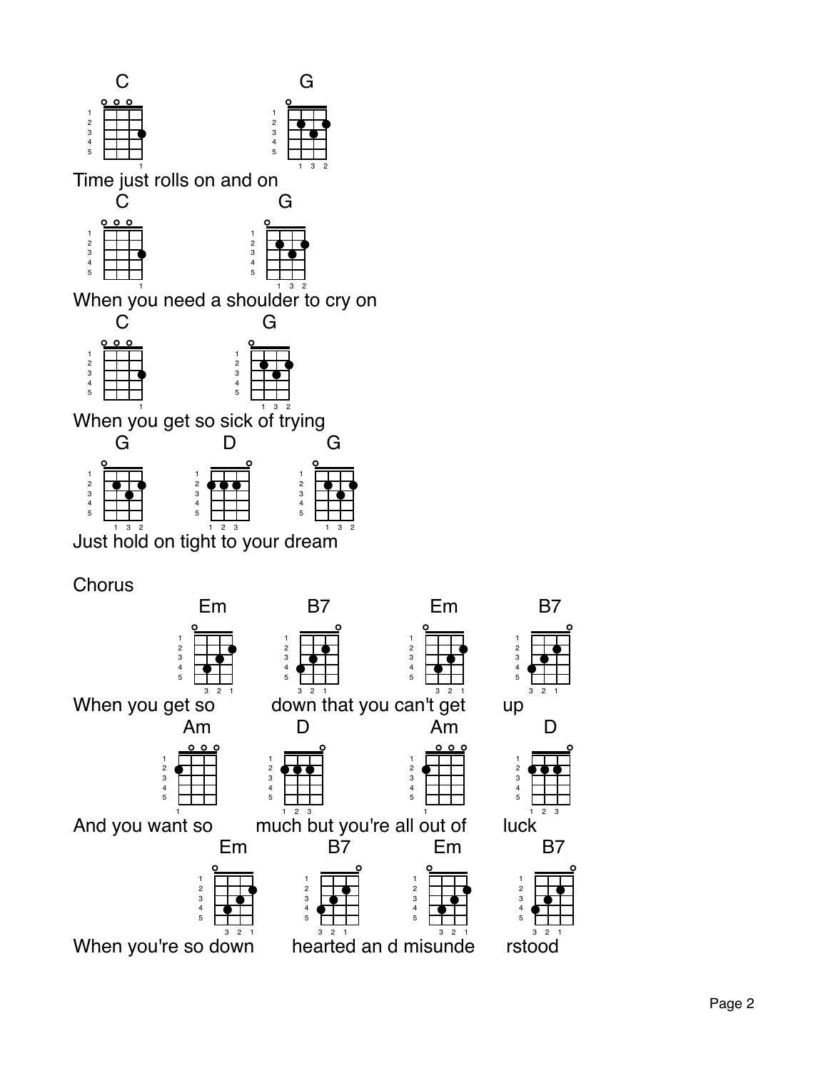```
    C                       G
Time just rolls on and on
    C                 G
When you need a shoulder to cry on
    C              G
When you get so sick of trying
    G          D         G
Just hold on tight to your dream
```

Chorus

```
                 Em          B7            Em        B7
When you get so          down that you can't get       up
               Am          D              Am          D
And you want so       much but you're all out of       luck
                    Em          B7           Em          B7
When you're so down       hearted an d misunde      rstood
```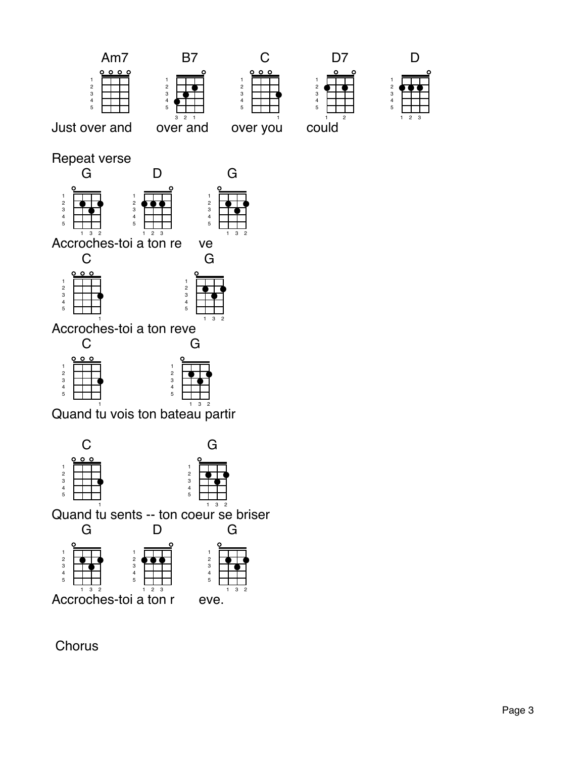Am7 B7 C D7 D

Just over and over and over you could

Repeat verse

G D G

Accroches-toi a ton re ve

C G

Accroches-toi a ton reve

C G

Quand tu vois ton bateau partir

C G

Quand tu sents -- ton coeur se briser

G D G

Accroches-toi a ton r eve.

Chorus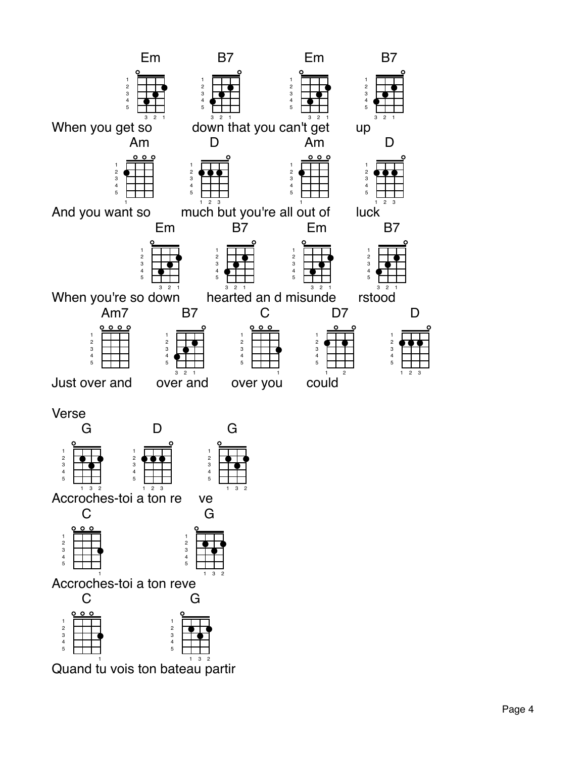Em B7 Em B7

When you get so down that you can't get up

Am D Am D

And you want so much but you're all out of luck

Em B7 Em B7

When you're so down hearted an d misunde rstood

Am7 B7 C D7 D

Just over and over and over you could

Verse

G D G

Accroches-toi a ton re ve

C G

Accroches-toi a ton reve

C G

Quand tu vois ton bateau partir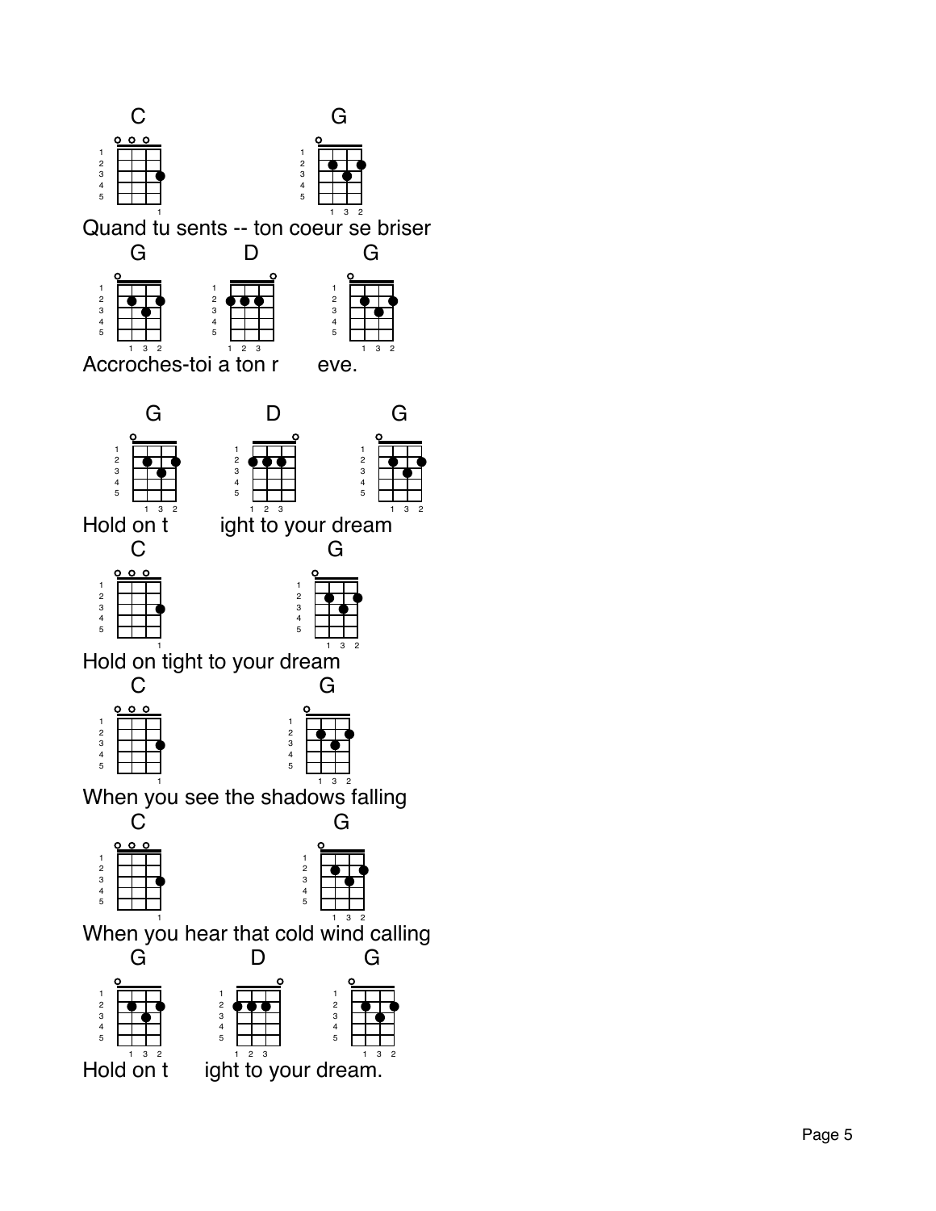C G

Quand tu sents -- ton coeur se briser

G D G

Accroches-toi a ton r eve.

G D G

Hold on t ight to your dream

C G

Hold on tight to your dream

C G

When you see the shadows falling

C G

When you hear that cold wind calling

G D G

Hold on t ight to your dream.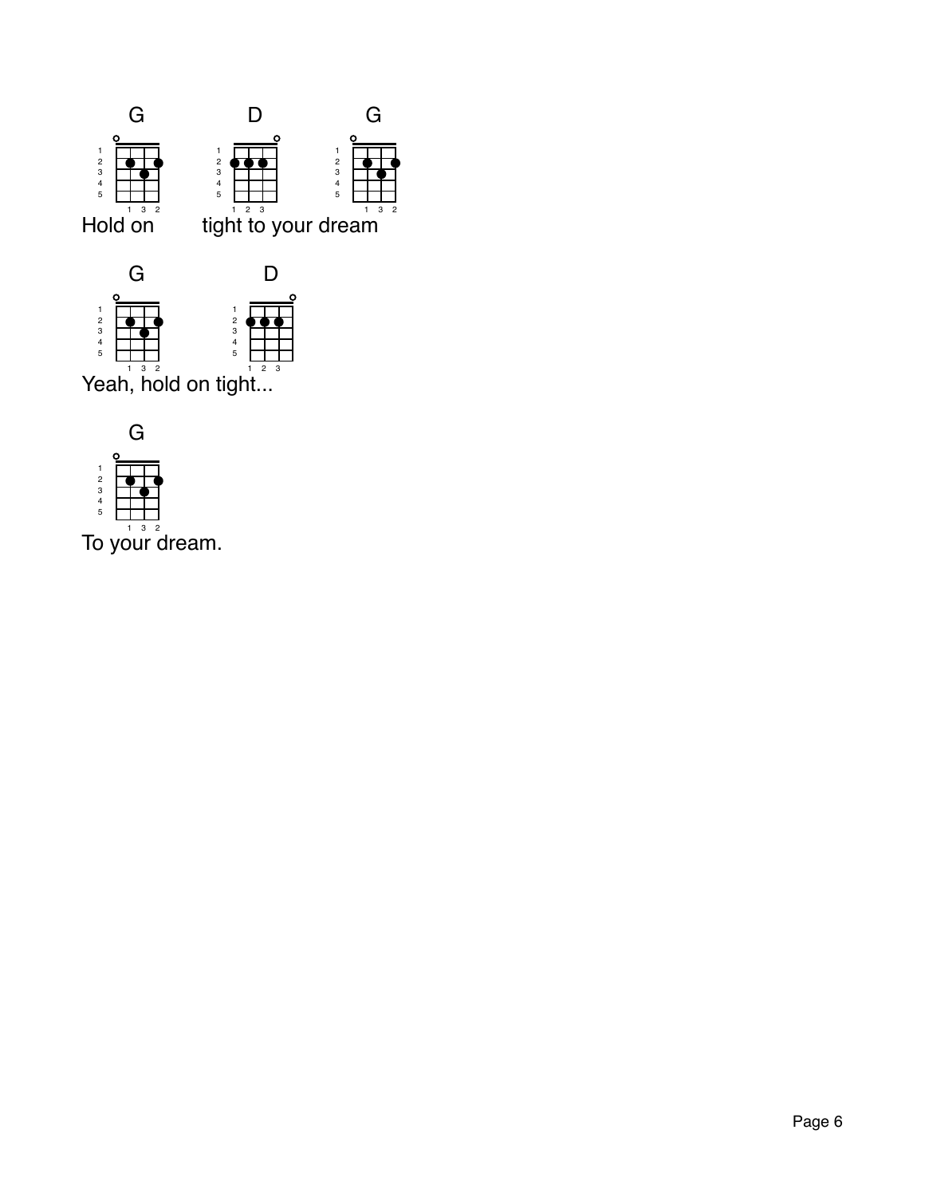G D G

Hold on tight to your dream

G D

Yeah, hold on tight...

G

To your dream.